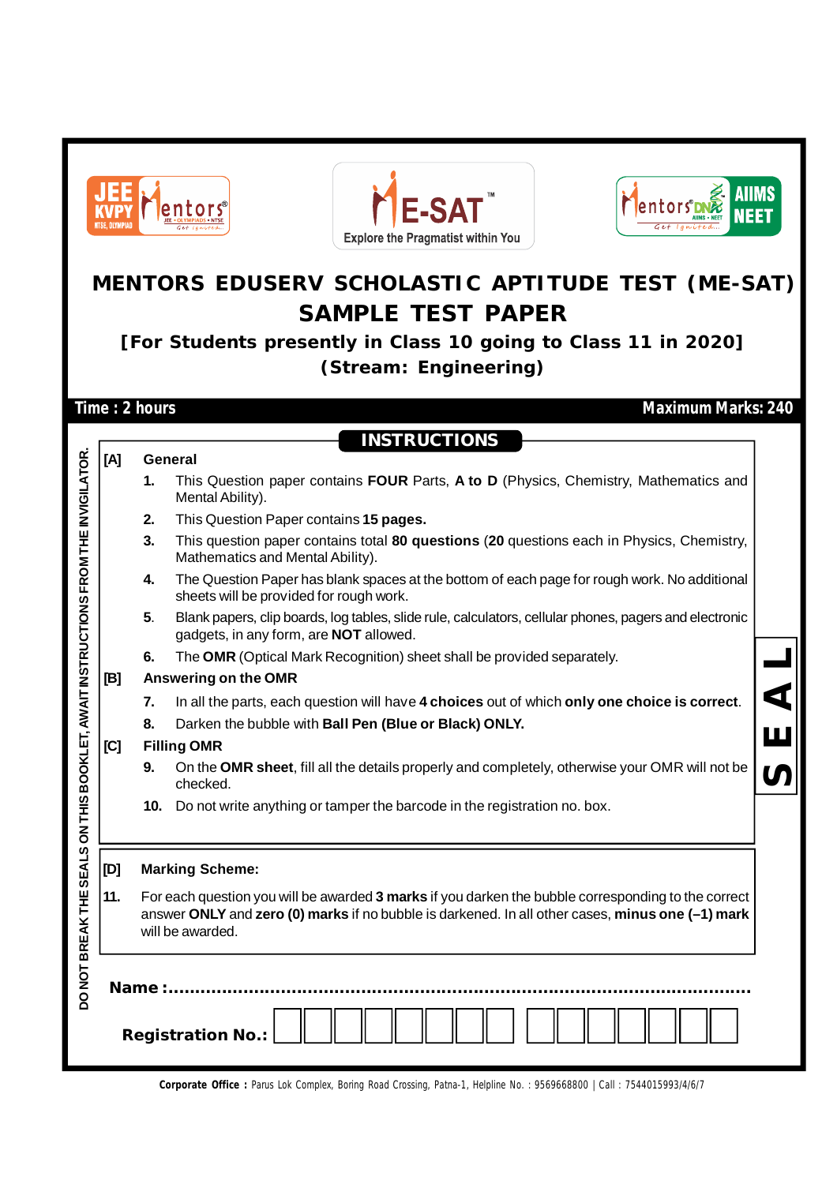JEE KVPY NTSE, OLYMPIAD Mentors® JEE • OLYMPIADS • NTSE Get Ignited...

ME-SAT™ Explore the Pragmatist within You

Mentors® DNA AIIMS • NEET Get Ignited... AIIMS NEET

# MENTORS EDUSERV SCHOLASTIC APTITUDE TEST (ME-SAT)

# SAMPLE TEST PAPER

## [For Students presently in Class 10 going to Class 11 in 2020]

## (Stream: Engineering)

**Time : 2 hours** **Maximum Marks: 240**

DO NOT BREAK THE SEALS ON THIS BOOKLET, AWAIT INSTRUCTIONS FROM THE INVIGILATOR.

SEAL

## INSTRUCTIONS

**[A] General**

1. This Question paper contains **FOUR** Parts, **A to D** (Physics, Chemistry, Mathematics and Mental Ability).
2. This Question Paper contains **15 pages.**
3. This question paper contains total **80 questions** (**20** questions each in Physics, Chemistry, Mathematics and Mental Ability).
4. The Question Paper has blank spaces at the bottom of each page for rough work. No additional sheets will be provided for rough work.
5. Blank papers, clip boards, log tables, slide rule, calculators, cellular phones, pagers and electronic gadgets, in any form, are **NOT** allowed.
6. The **OMR** (Optical Mark Recognition) sheet shall be provided separately.

**[B] Answering on the OMR**

7. In all the parts, each question will have **4 choices** out of which **only one choice is correct**.
8. Darken the bubble with **Ball Pen (Blue or Black) ONLY.**

**[C] Filling OMR**

9. On the **OMR sheet**, fill all the details properly and completely, otherwise your OMR will not be checked.
10. Do not write anything or tamper the barcode in the registration no. box.

**[D] Marking Scheme:**

11. For each question you will be awarded **3 marks** if you darken the bubble corresponding to the correct answer **ONLY** and **zero (0) marks** if no bubble is darkened. In all other cases, **minus one (–1) mark** will be awarded.

**Name :**...............................................................................................

**Registration No.:** | | | | | | | | | | | | | | | |

**Corporate Office :** Parus Lok Complex, Boring Road Crossing, Patna-1, Helpline No. : 9569668800 | Call : 7544015993/4/6/7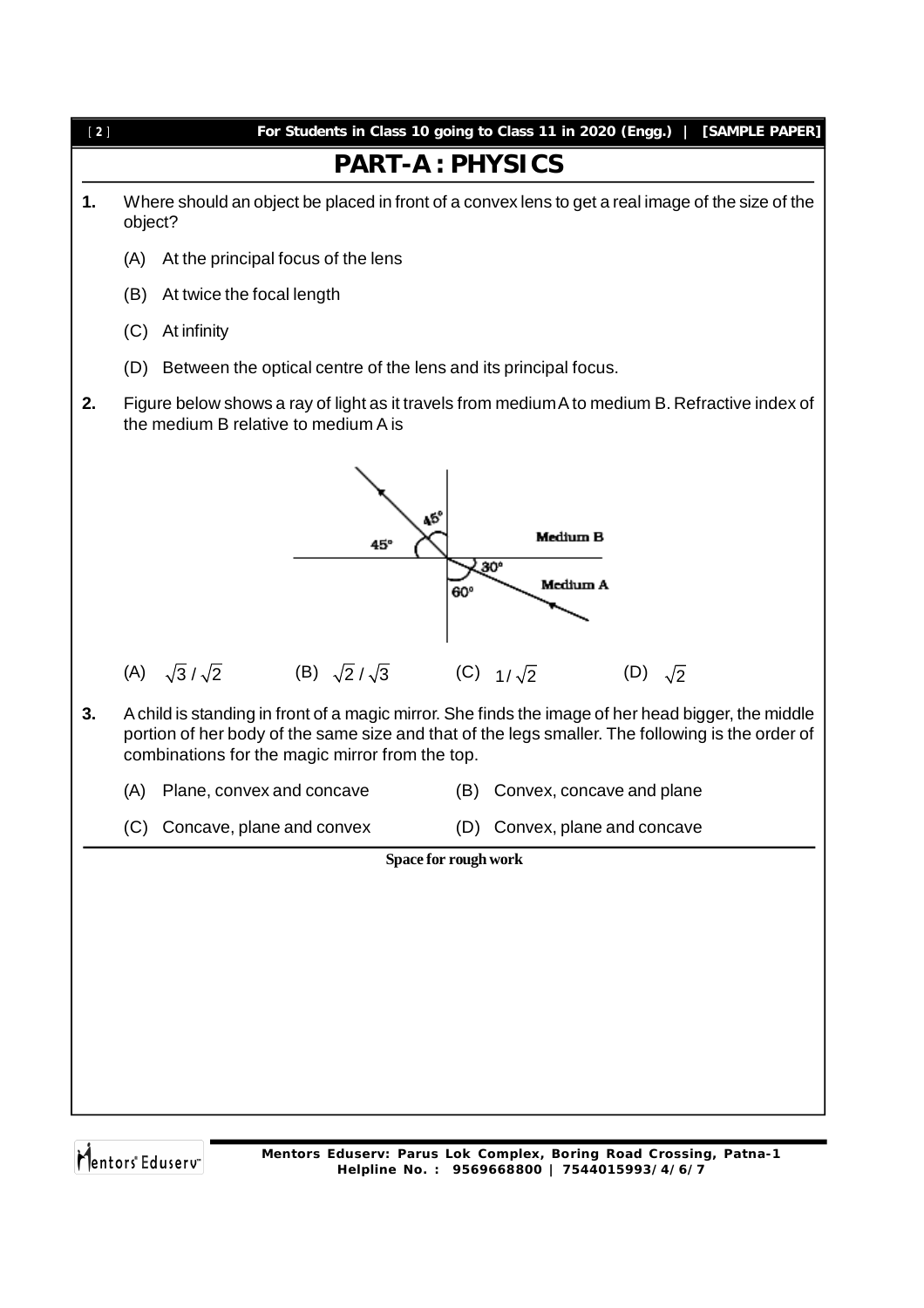# PART-A : PHYSICS

**1.** Where should an object be placed in front of a convex lens to get a real image of the size of the object?

(A) At the principal focus of the lens

(B) At twice the focal length

(C) At infinity

(D) Between the optical centre of the lens and its principal focus.

**2.** Figure below shows a ray of light as it travels from medium A to medium B. Refractive index of the medium B relative to medium A is

(A) $\sqrt{3}/\sqrt{2}$ (B) $\sqrt{2}/\sqrt{3}$ (C) $1/\sqrt{2}$ (D) $\sqrt{2}$

**3.** A child is standing in front of a magic mirror. She finds the image of her head bigger, the middle portion of her body of the same size and that of the legs smaller. The following is the order of combinations for the magic mirror from the top.

(A) Plane, convex and concave (B) Convex, concave and plane

(C) Concave, plane and convex (D) Convex, plane and concave

**Space for rough work**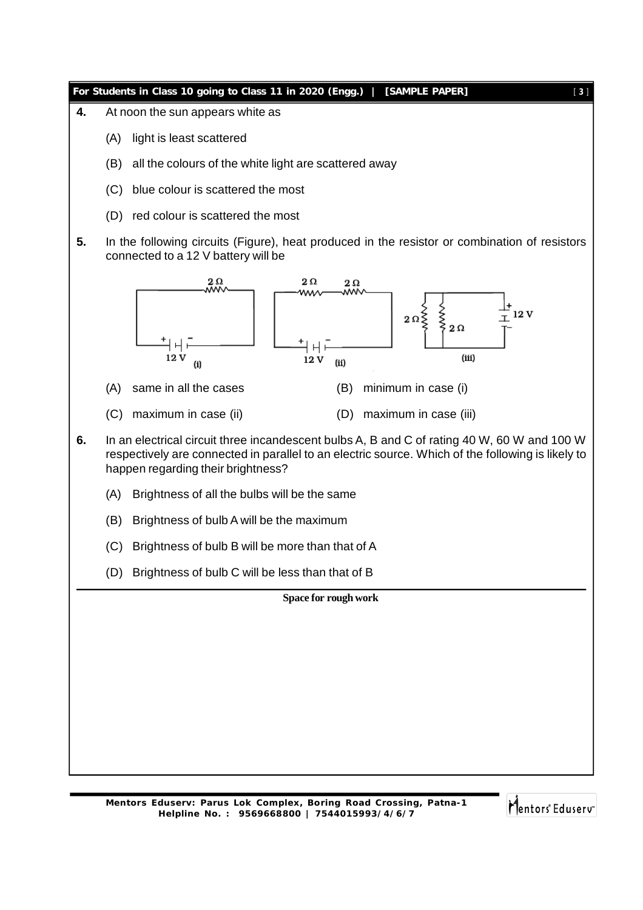**4.** At noon the sun appears white as

(A) light is least scattered

(B) all the colours of the white light are scattered away

(C) blue colour is scattered the most

(D) red colour is scattered the most

**5.** In the following circuits (Figure), heat produced in the resistor or combination of resistors connected to a 12 V battery will be

(A) same in all the cases

(B) minimum in case (i)

(C) maximum in case (ii)

(D) maximum in case (iii)

**6.** In an electrical circuit three incandescent bulbs A, B and C of rating 40 W, 60 W and 100 W respectively are connected in parallel to an electric source. Which of the following is likely to happen regarding their brightness?

(A) Brightness of all the bulbs will be the same

(B) Brightness of bulb A will be the maximum

(C) Brightness of bulb B will be more than that of A

(D) Brightness of bulb C will be less than that of B

**Space for rough work**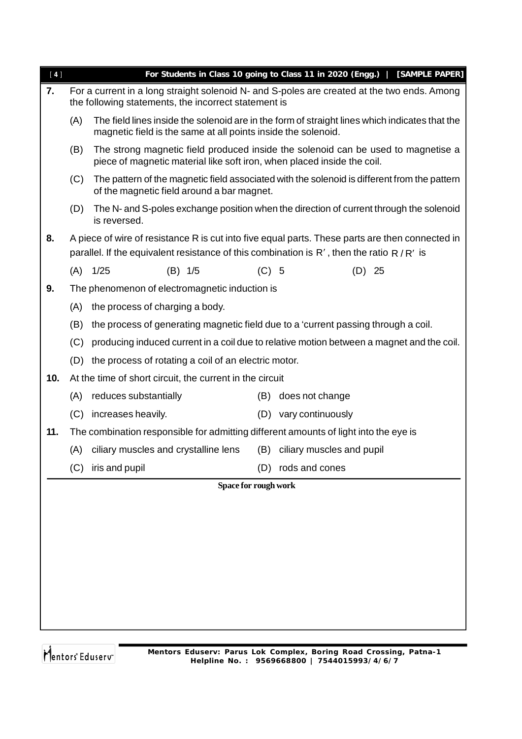**7.** For a current in a long straight solenoid N- and S-poles are created at the two ends. Among the following statements, the incorrect statement is

(A) The field lines inside the solenoid are in the form of straight lines which indicates that the magnetic field is the same at all points inside the solenoid.

(B) The strong magnetic field produced inside the solenoid can be used to magnetise a piece of magnetic material like soft iron, when placed inside the coil.

(C) The pattern of the magnetic field associated with the solenoid is different from the pattern of the magnetic field around a bar magnet.

(D) The N- and S-poles exchange position when the direction of current through the solenoid is reversed.

**8.** A piece of wire of resistance R is cut into five equal parts. These parts are then connected in parallel. If the equivalent resistance of this combination is $R'$, then the ratio $R/R'$ is

(A) 1/25 (B) 1/5 (C) 5 (D) 25

**9.** The phenomenon of electromagnetic induction is

(A) the process of charging a body.

(B) the process of generating magnetic field due to a 'current passing through a coil.

(C) producing induced current in a coil due to relative motion between a magnet and the coil.

(D) the process of rotating a coil of an electric motor.

**10.** At the time of short circuit, the current in the circuit

(A) reduces substantially (B) does not change

(C) increases heavily. (D) vary continuously

**11.** The combination responsible for admitting different amounts of light into the eye is

(A) ciliary muscles and crystalline lens (B) ciliary muscles and pupil

(C) iris and pupil (D) rods and cones

**Space for rough work**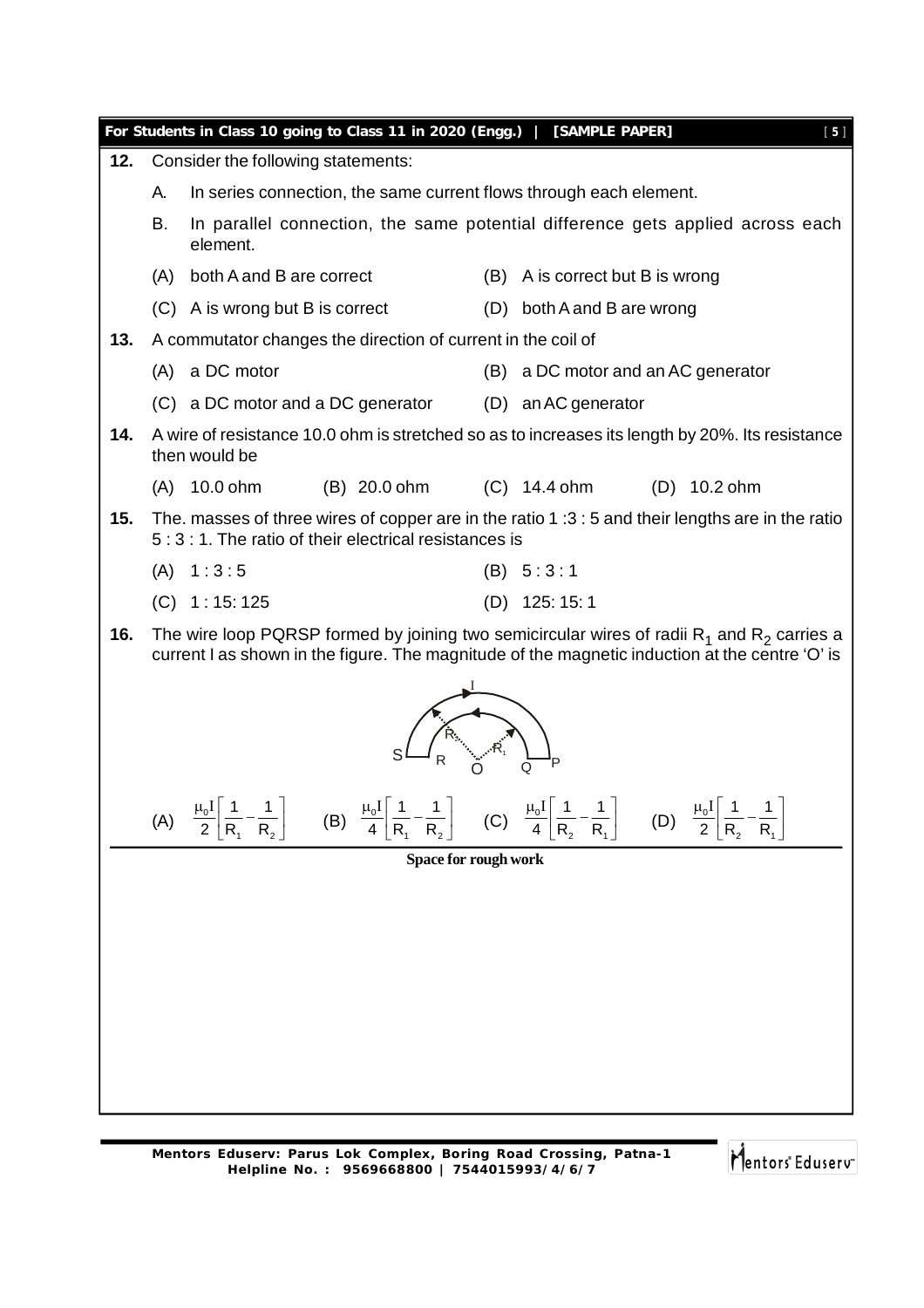**12.** Consider the following statements:

A. In series connection, the same current flows through each element.

B. In parallel connection, the same potential difference gets applied across each element.

(A) both A and B are correct (B) A is correct but B is wrong

(C) A is wrong but B is correct (D) both A and B are wrong

**13.** A commutator changes the direction of current in the coil of

(A) a DC motor (B) a DC motor and an AC generator

(C) a DC motor and a DC generator (D) an AC generator

**14.** A wire of resistance 10.0 ohm is stretched so as to increases its length by 20%. Its resistance then would be

(A) 10.0 ohm (B) 20.0 ohm (C) 14.4 ohm (D) 10.2 ohm

**15.** The. masses of three wires of copper are in the ratio 1 :3 : 5 and their lengths are in the ratio 5 : 3 : 1. The ratio of their electrical resistances is

(A) 1 : 3 : 5 (B) 5 : 3 : 1

(C) 1 : 15: 125 (D) 125: 15: 1

**16.** The wire loop PQRSP formed by joining two semicircular wires of radii $R_1$ and $R_2$ carries a current I as shown in the figure. The magnitude of the magnetic induction at the centre 'O' is

(A) $\frac{\mu_0 I}{2}\left[\frac{1}{R_1}-\frac{1}{R_2}\right]$ (B) $\frac{\mu_0 I}{4}\left[\frac{1}{R_1}-\frac{1}{R_2}\right]$ (C) $\frac{\mu_0 I}{4}\left[\frac{1}{R_2}-\frac{1}{R_1}\right]$ (D) $\frac{\mu_0 I}{2}\left[\frac{1}{R_2}-\frac{1}{R_1}\right]$

**Space for rough work**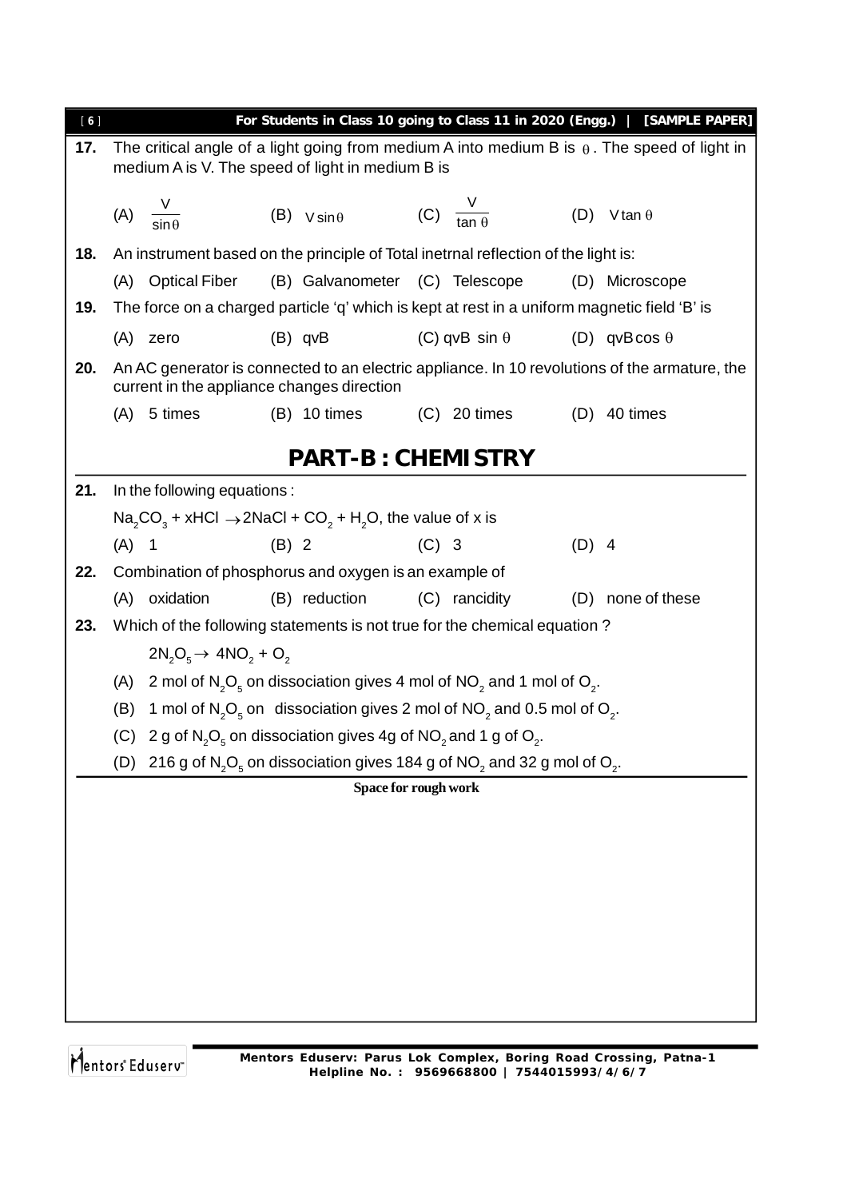**17.** The critical angle of a light going from medium A into medium B is $\theta$. The speed of light in medium A is V. The speed of light in medium B is

(A) $\frac{V}{\sin\theta}$ (B) $V\sin\theta$ (C) $\frac{V}{\tan\theta}$ (D) $V\tan\theta$

**18.** An instrument based on the principle of Total inetrnal reflection of the light is:

(A) Optical Fiber (B) Galvanometer (C) Telescope (D) Microscope

**19.** The force on a charged particle 'q' which is kept at rest in a uniform magnetic field 'B' is

(A) zero (B) qvB (C) qvB $\sin\theta$ (D) qvB$\cos\theta$

**20.** An AC generator is connected to an electric appliance. In 10 revolutions of the armature, the current in the appliance changes direction

(A) 5 times (B) 10 times (C) 20 times (D) 40 times

## PART-B : CHEMISTRY

**21.** In the following equations :

$Na_2CO_3 + xHCl \rightarrow 2NaCl + CO_2 + H_2O$, the value of x is

(A) 1 (B) 2 (C) 3 (D) 4

**22.** Combination of phosphorus and oxygen is an example of

(A) oxidation (B) reduction (C) rancidity (D) none of these

**23.** Which of the following statements is not true for the chemical equation ?

$2N_2O_5 \rightarrow 4NO_2 + O_2$

(A) 2 mol of $N_2O_5$ on dissociation gives 4 mol of $NO_2$ and 1 mol of $O_2$.

(B) 1 mol of $N_2O_5$ on dissociation gives 2 mol of $NO_2$ and 0.5 mol of $O_2$.

(C) 2 g of $N_2O_5$ on dissociation gives 4g of $NO_2$ and 1 g of $O_2$.

(D) 216 g of $N_2O_5$ on dissociation gives 184 g of $NO_2$ and 32 g mol of $O_2$.

**Space for rough work**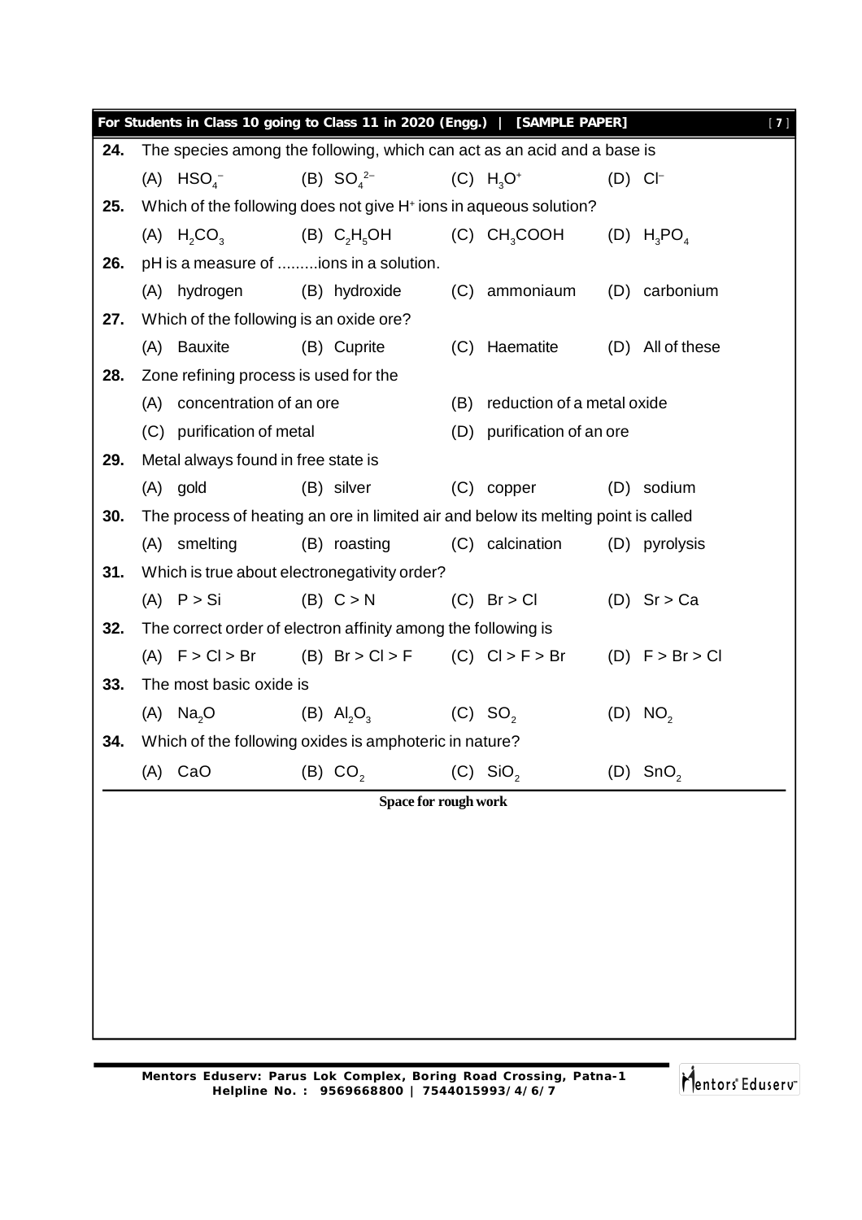**24.** The species among the following, which can act as an acid and a base is

(A) $HSO_4^-$ (B) $SO_4^{2-}$ (C) $H_3O^+$ (D) $Cl^-$

**25.** Which of the following does not give $H^+$ ions in aqueous solution?

(A) $H_2CO_3$ (B) $C_2H_5OH$ (C) $CH_3COOH$ (D) $H_3PO_4$

**26.** pH is a measure of .........ions in a solution.

(A) hydrogen (B) hydroxide (C) ammoniaum (D) carbonium

**27.** Which of the following is an oxide ore?

(A) Bauxite (B) Cuprite (C) Haematite (D) All of these

**28.** Zone refining process is used for the

(A) concentration of an ore (B) reduction of a metal oxide

(C) purification of metal (D) purification of an ore

**29.** Metal always found in free state is

(A) gold (B) silver (C) copper (D) sodium

**30.** The process of heating an ore in limited air and below its melting point is called

(A) smelting (B) roasting (C) calcination (D) pyrolysis

**31.** Which is true about electronegativity order?

(A) P > Si (B) C > N (C) Br > Cl (D) Sr > Ca

**32.** The correct order of electron affinity among the following is

(A) F > Cl > Br (B) Br > Cl > F (C) Cl > F > Br (D) F > Br > Cl

**33.** The most basic oxide is

(A) $Na_2O$ (B) $Al_2O_3$ (C) $SO_2$ (D) $NO_2$

**34.** Which of the following oxides is amphoteric in nature?

(A) CaO (B) $CO_2$ (C) $SiO_2$ (D) $SnO_2$

**Space for rough work**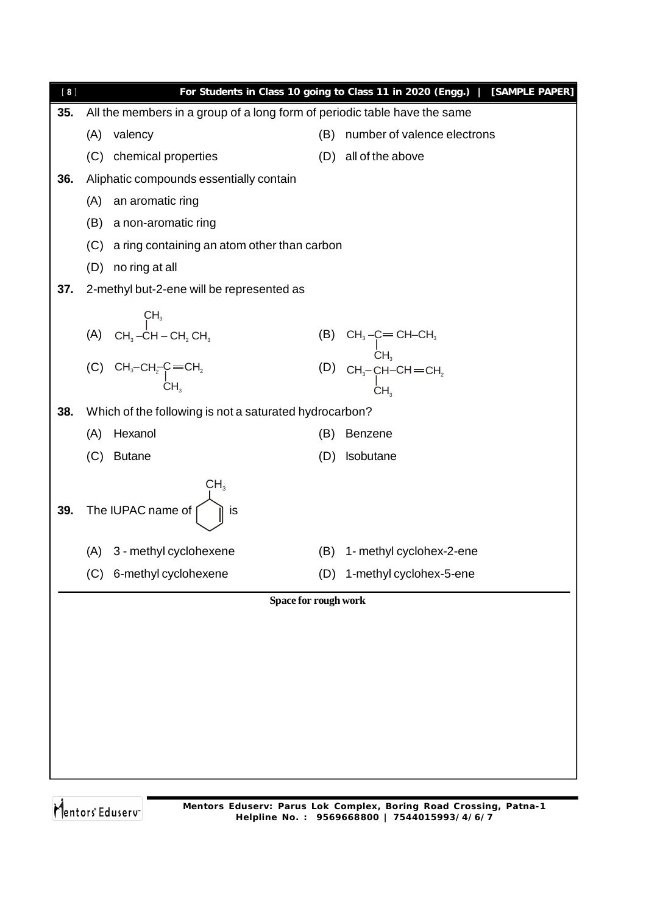**35.** All the members in a group of a long form of periodic table have the same

(A) valency
(B) number of valence electrons
(C) chemical properties
(D) all of the above

**36.** Aliphatic compounds essentially contain

(A) an aromatic ring
(B) a non-aromatic ring
(C) a ring containing an atom other than carbon
(D) no ring at all

**37.** 2-methyl but-2-ene will be represented as

(A) $CH_3-\underset{}{\overset{CH_3}{\overset{|}{C}H}}-CH_2\,CH_3$

(B) $CH_3-\underset{\underset{CH_3}{|}}{C}=CH-CH_3$

(C) $CH_3-CH_2-\underset{\underset{CH_3}{|}}{C}=CH_2$

(D) $CH_3-\underset{\underset{CH_3}{|}}{CH}-CH=CH_2$

**38.** Which of the following is not a saturated hydrocarbon?

(A) Hexanol
(B) Benzene
(C) Butane
(D) Isobutane

**39.** The IUPAC name of [cyclohexene ring with $CH_3$ substituent] is

(A) 3 - methyl cyclohexene
(B) 1- methyl cyclohex-2-ene
(C) 6-methyl cyclohexene
(D) 1-methyl cyclohex-5-ene

Space for rough work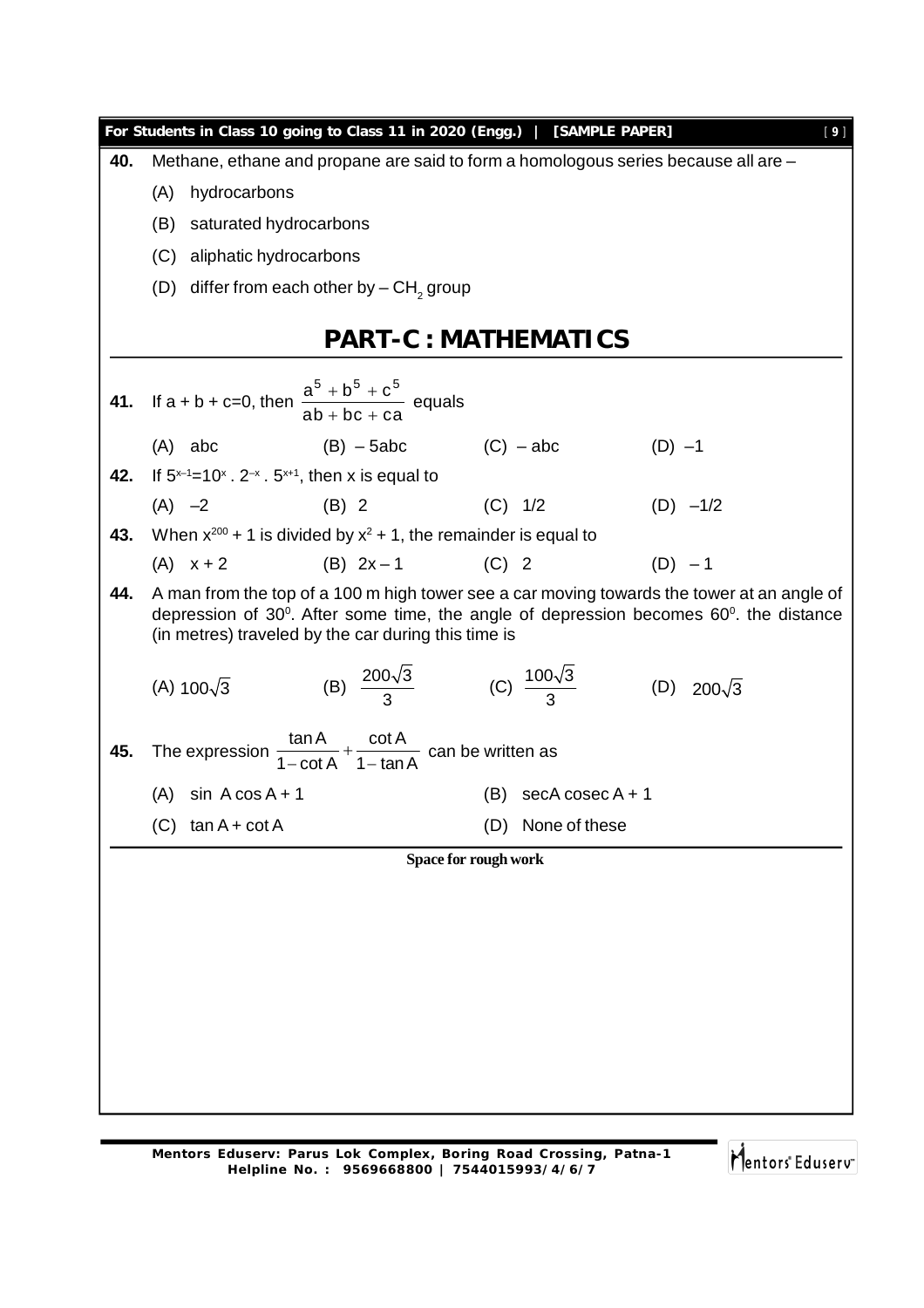**40.** Methane, ethane and propane are said to form a homologous series because all are –

(A) hydrocarbons

(B) saturated hydrocarbons

(C) aliphatic hydrocarbons

(D) differ from each other by – $CH_2$ group

# PART-C : MATHEMATICS

**41.** If a + b + c=0, then $\dfrac{a^5 + b^5 + c^5}{ab + bc + ca}$ equals

(A) abc (B) – 5abc (C) – abc (D) –1

**42.** If $5^{x-1} = 10^x \cdot 2^{-x} \cdot 5^{x+1}$, then x is equal to

(A) –2 (B) 2 (C) 1/2 (D) –1/2

**43.** When $x^{200} + 1$ is divided by $x^2 + 1$, the remainder is equal to

(A) x + 2 (B) 2x – 1 (C) 2 (D) – 1

**44.** A man from the top of a 100 m high tower see a car moving towards the tower at an angle of depression of $30^0$. After some time, the angle of depression becomes $60^0$. the distance (in metres) traveled by the car during this time is

(A) $100\sqrt{3}$ (B) $\dfrac{200\sqrt{3}}{3}$ (C) $\dfrac{100\sqrt{3}}{3}$ (D) $200\sqrt{3}$

**45.** The expression $\dfrac{\tan A}{1 - \cot A} + \dfrac{\cot A}{1 - \tan A}$ can be written as

(A) sin A cos A + 1

(B) secA cosec A + 1

(C) tan A + cot A

(D) None of these

Space for rough work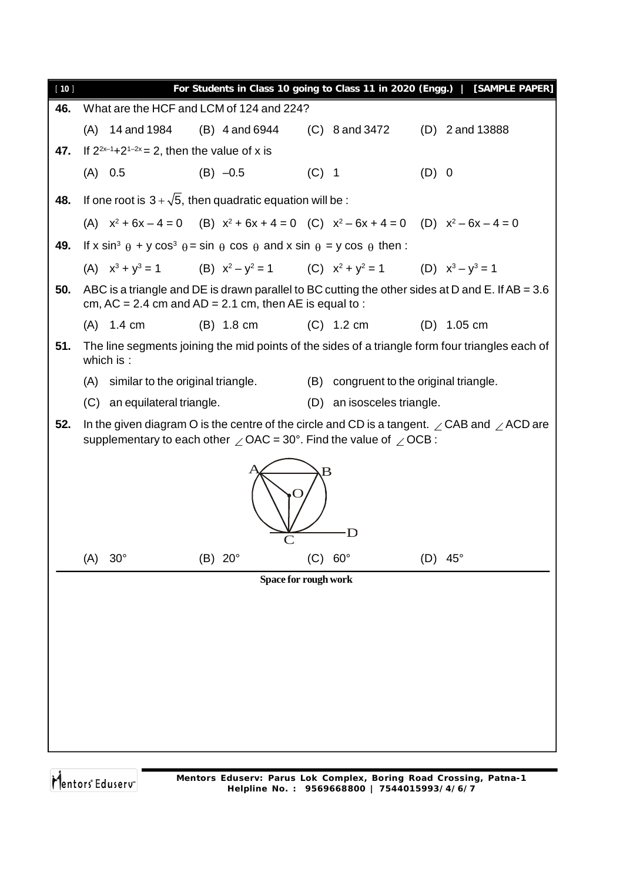**46.** What are the HCF and LCM of 124 and 224?

(A) 14 and 1984 (B) 4 and 6944 (C) 8 and 3472 (D) 2 and 13888

**47.** If $2^{2x-1}+2^{1-2x}=2$, then the value of x is

(A) 0.5 (B) –0.5 (C) 1 (D) 0

**48.** If one root is $3+\sqrt{5}$, then quadratic equation will be :

(A) $x^2+6x-4=0$ (B) $x^2+6x+4=0$ (C) $x^2-6x+4=0$ (D) $x^2-6x-4=0$

**49.** If $x\sin^3\theta + y\cos^3\theta = \sin\theta\cos\theta$ and $x\sin\theta = y\cos\theta$ then :

(A) $x^3+y^3=1$ (B) $x^2-y^2=1$ (C) $x^2+y^2=1$ (D) $x^3-y^3=1$

**50.** ABC is a triangle and DE is drawn parallel to BC cutting the other sides at D and E. If AB = 3.6 cm, AC = 2.4 cm and AD = 2.1 cm, then AE is equal to :

(A) 1.4 cm (B) 1.8 cm (C) 1.2 cm (D) 1.05 cm

**51.** The line segments joining the mid points of the sides of a triangle form four triangles each of which is :

(A) similar to the original triangle. (B) congruent to the original triangle.

(C) an equilateral triangle. (D) an isosceles triangle.

**52.** In the given diagram O is the centre of the circle and CD is a tangent. $\angle CAB$ and $\angle ACD$ are supplementary to each other $\angle OAC = 30°$. Find the value of $\angle OCB$ :

(A) 30° (B) 20° (C) 60° (D) 45°

Space for rough work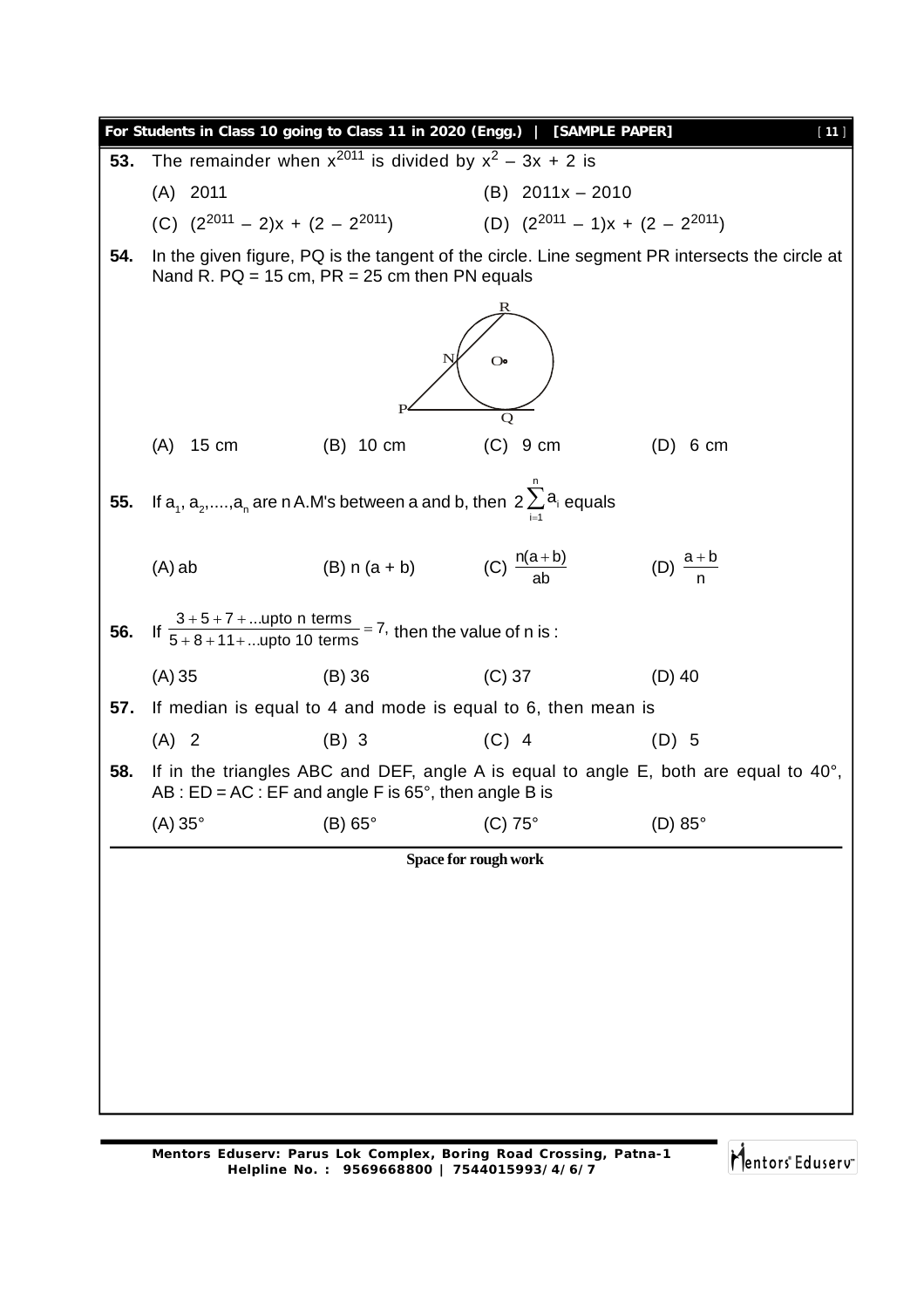**53.** The remainder when $x^{2011}$ is divided by $x^2 - 3x + 2$ is

(A) 2011 (B) $2011x - 2010$

(C) $(2^{2011} - 2)x + (2 - 2^{2011})$ (D) $(2^{2011} - 1)x + (2 - 2^{2011})$

**54.** In the given figure, PQ is the tangent of the circle. Line segment PR intersects the circle at Nand R. PQ = 15 cm, PR = 25 cm then PN equals

(A) 15 cm (B) 10 cm (C) 9 cm (D) 6 cm

**55.** If $a_1, a_2, ...., a_n$ are n A.M's between a and b, then $2\sum_{i=1}^{n} a_i$ equals

(A) ab (B) n (a + b) (C) $\frac{n(a+b)}{ab}$ (D) $\frac{a+b}{n}$

**56.** If $\frac{3+5+7+...\text{upto n terms}}{5+8+11+...\text{upto 10 terms}} = 7$, then the value of n is :

(A) 35 (B) 36 (C) 37 (D) 40

**57.** If median is equal to 4 and mode is equal to 6, then mean is

(A) 2 (B) 3 (C) 4 (D) 5

**58.** If in the triangles ABC and DEF, angle A is equal to angle E, both are equal to 40°, AB : ED = AC : EF and angle F is 65°, then angle B is

(A) 35° (B) 65° (C) 75° (D) 85°

**Space for rough work**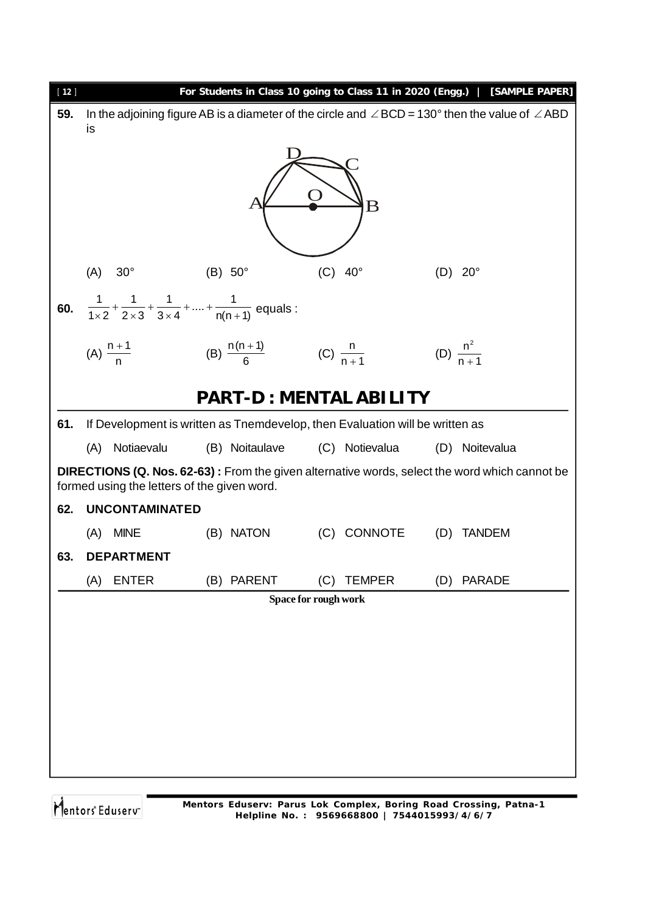**59.** In the adjoining figure AB is a diameter of the circle and $\angle BCD = 130°$ then the value of $\angle ABD$ is

(A) 30° (B) 50° (C) 40° (D) 20°

**60.** $\frac{1}{1\times 2}+\frac{1}{2\times 3}+\frac{1}{3\times 4}+....+\frac{1}{n(n+1)}$ equals :

(A) $\frac{n+1}{n}$ (B) $\frac{n(n+1)}{6}$ (C) $\frac{n}{n+1}$ (D) $\frac{n^2}{n+1}$

## PART-D : MENTAL ABILITY

**61.** If Development is written as Tnemdevelop, then Evaluation will be written as

(A) Notiaevalu (B) Noitaulave (C) Notievalua (D) Noitevalua

**DIRECTIONS (Q. Nos. 62-63) :** From the given alternative words, select the word which cannot be formed using the letters of the given word.

**62. UNCONTAMINATED**

(A) MINE (B) NATON (C) CONNOTE (D) TANDEM

**63. DEPARTMENT**

(A) ENTER (B) PARENT (C) TEMPER (D) PARADE

Space for rough work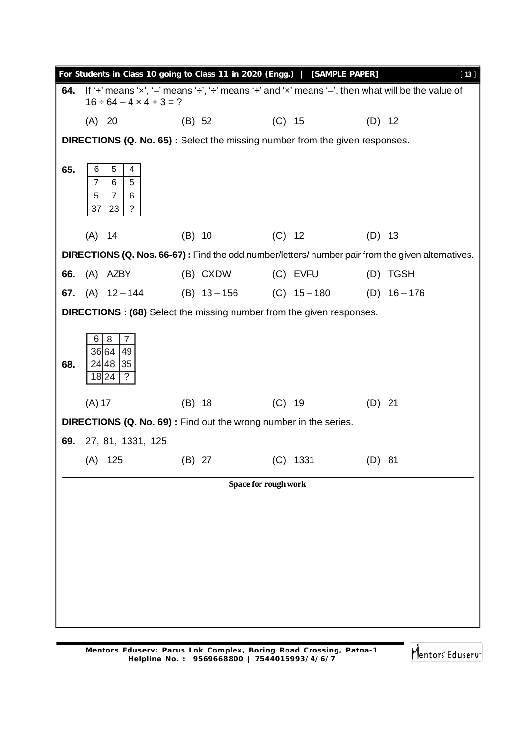**64.** If '+' means '×', '–' means '÷', '÷' means '+' and '×' means '–', then what will be the value of $16 \div 64 - 4 \times 4 + 3 = ?$

(A) 20 (B) 52 (C) 15 (D) 12

**DIRECTIONS (Q. No. 65) :** Select the missing number from the given responses.

**65.**

| | | |
|---|---|---|
| 6 | 5 | 4 |
| 7 | 6 | 5 |
| 5 | 7 | 6 |
| 37 | 23 | ? |

(A) 14 (B) 10 (C) 12 (D) 13

**DIRECTIONS (Q. Nos. 66-67) :** Find the odd number/letters/ number pair from the given alternatives.

**66.** (A) AZBY (B) CXDW (C) EVFU (D) TGSH

**67.** (A) 12 – 144 (B) 13 – 156 (C) 15 – 180 (D) 16 – 176

**DIRECTIONS : (68)** Select the missing number from the given responses.

**68.**

| | | |
|---|---|---|
| 6 | 8 | 7 |
| 36 | 64 | 49 |
| 24 | 48 | 35 |
| 18 | 24 | ? |

(A) 17 (B) 18 (C) 19 (D) 21

**DIRECTIONS (Q. No. 69) :** Find out the wrong number in the series.

**69.** 27, 81, 1331, 125

(A) 125 (B) 27 (C) 1331 (D) 81

**Space for rough work**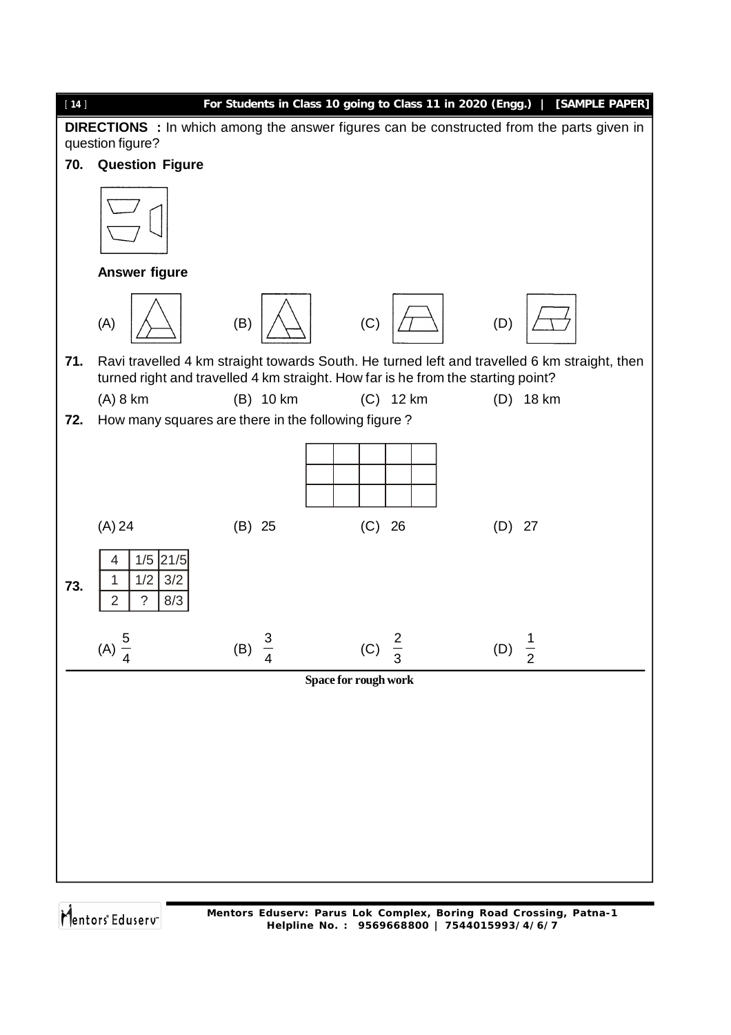**DIRECTIONS :** In which among the answer figures can be constructed from the parts given in question figure?

**70. Question Figure**

**Answer figure**

(A) (B) (C) (D)

**71.** Ravi travelled 4 km straight towards South. He turned left and travelled 6 km straight, then turned right and travelled 4 km straight. How far is he from the starting point?

(A) 8 km (B) 10 km (C) 12 km (D) 18 km

**72.** How many squares are there in the following figure ?

(A) 24 (B) 25 (C) 26 (D) 27

**73.**

| 4 | 1/5 | 21/5 |
|---|---|---|
| 1 | 1/2 | 3/2 |
| 2 | ? | 8/3 |

(A) $\frac{5}{4}$ (B) $\frac{3}{4}$ (C) $\frac{2}{3}$ (D) $\frac{1}{2}$

**Space for rough work**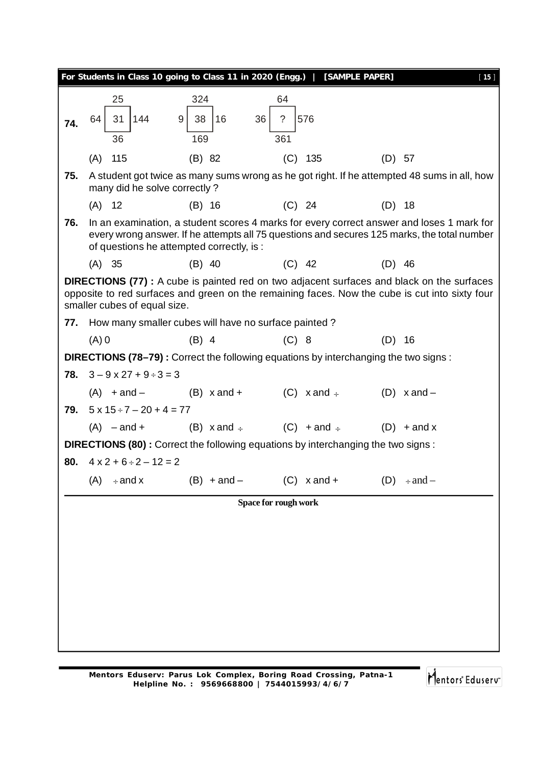**74.**

| | 25 | | | 324 | | | 64 | |
|---|---|---|---|---|---|---|---|---|
| 64 | 31 | 144 | 9 | 38 | 16 | 36 | ? | 576 |
| | 36 | | | 169 | | | 361 | |

(A) 115 (B) 82 (C) 135 (D) 57

**75.** A student got twice as many sums wrong as he got right. If he attempted 48 sums in all, how many did he solve correctly ?

(A) 12 (B) 16 (C) 24 (D) 18

**76.** In an examination, a student scores 4 marks for every correct answer and loses 1 mark for every wrong answer. If he attempts all 75 questions and secures 125 marks, the total number of questions he attempted correctly, is :

(A) 35 (B) 40 (C) 42 (D) 46

**DIRECTIONS (77) :** A cube is painted red on two adjacent surfaces and black on the surfaces opposite to red surfaces and green on the remaining faces. Now the cube is cut into sixty four smaller cubes of equal size.

**77.** How many smaller cubes will have no surface painted ?

(A) 0 (B) 4 (C) 8 (D) 16

**DIRECTIONS (78–79) :** Correct the following equations by interchanging the two signs :

**78.** $3 - 9 \times 27 + 9 \div 3 = 3$

(A) + and – (B) x and + (C) x and ÷ (D) x and –

**79.** $5 \times 15 \div 7 - 20 + 4 = 77$

(A) – and + (B) x and ÷ (C) + and ÷ (D) + and x

**DIRECTIONS (80) :** Correct the following equations by interchanging the two signs :

**80.** $4 \times 2 + 6 \div 2 - 12 = 2$

(A) ÷ and x (B) + and – (C) x and + (D) ÷ and –

Space for rough work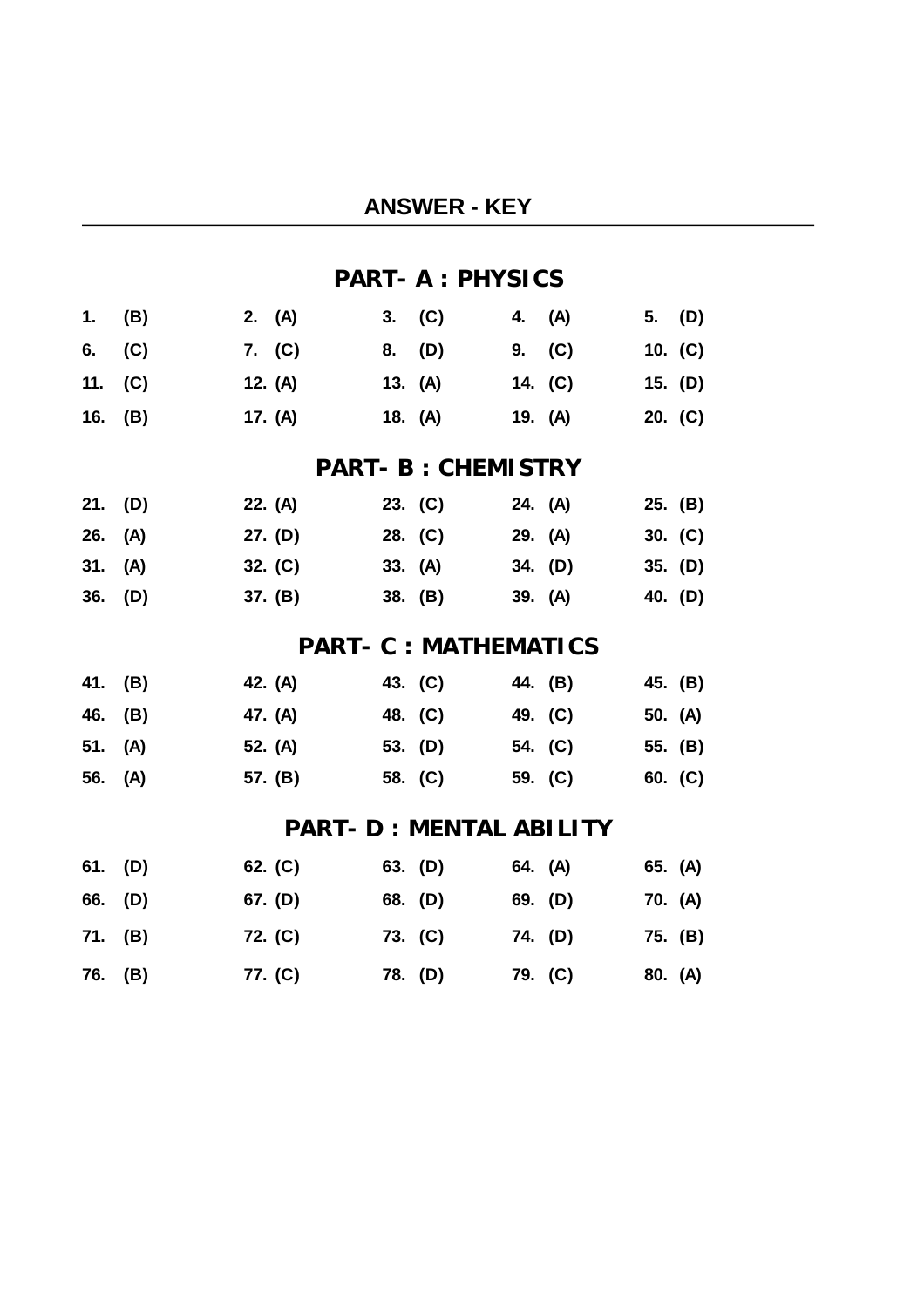# ANSWER - KEY

## PART- A : PHYSICS

| | | | | |
|---|---|---|---|---|
| 1. (B) | 2. (A) | 3. (C) | 4. (A) | 5. (D) |
| 6. (C) | 7. (C) | 8. (D) | 9. (C) | 10. (C) |
| 11. (C) | 12. (A) | 13. (A) | 14. (C) | 15. (D) |
| 16. (B) | 17. (A) | 18. (A) | 19. (A) | 20. (C) |

## PART- B : CHEMISTRY

| | | | | |
|---|---|---|---|---|
| 21. (D) | 22. (A) | 23. (C) | 24. (A) | 25. (B) |
| 26. (A) | 27. (D) | 28. (C) | 29. (A) | 30. (C) |
| 31. (A) | 32. (C) | 33. (A) | 34. (D) | 35. (D) |
| 36. (D) | 37. (B) | 38. (B) | 39. (A) | 40. (D) |

## PART- C : MATHEMATICS

| | | | | |
|---|---|---|---|---|
| 41. (B) | 42. (A) | 43. (C) | 44. (B) | 45. (B) |
| 46. (B) | 47. (A) | 48. (C) | 49. (C) | 50. (A) |
| 51. (A) | 52. (A) | 53. (D) | 54. (C) | 55. (B) |
| 56. (A) | 57. (B) | 58. (C) | 59. (C) | 60. (C) |

## PART- D : MENTAL ABILITY

| | | | | |
|---|---|---|---|---|
| 61. (D) | 62. (C) | 63. (D) | 64. (A) | 65. (A) |
| 66. (D) | 67. (D) | 68. (D) | 69. (D) | 70. (A) |
| 71. (B) | 72. (C) | 73. (C) | 74. (D) | 75. (B) |
| 76. (B) | 77. (C) | 78. (D) | 79. (C) | 80. (A) |